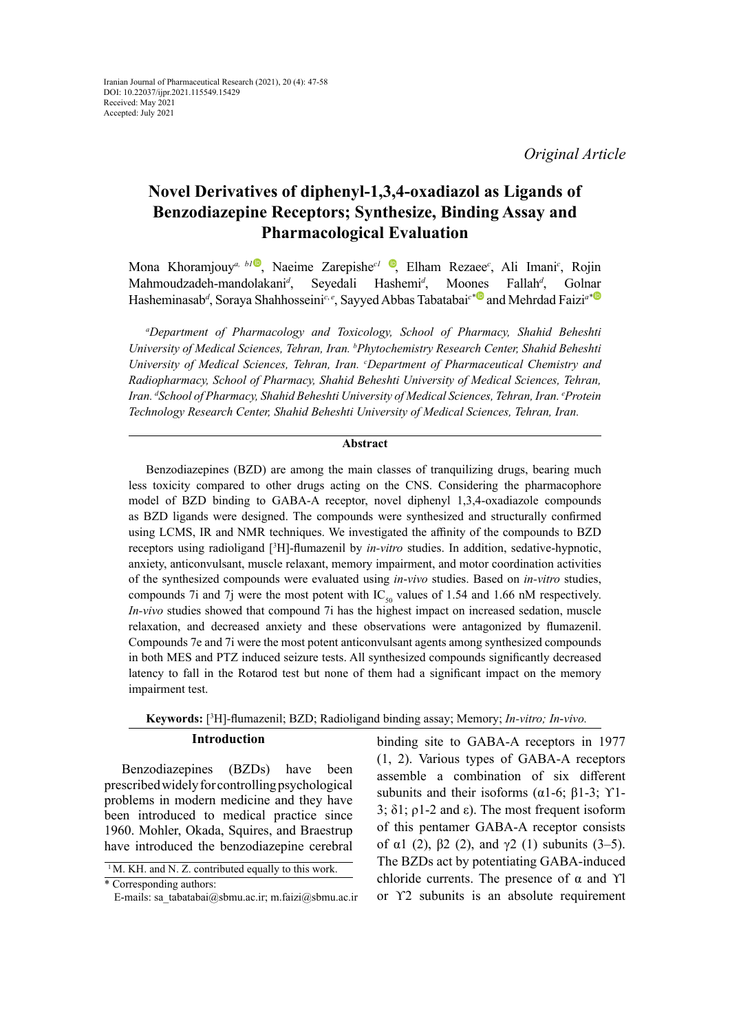Iranian Journal of Pharmaceutical Research (2021), 20 (4): 47-58
DOI: 10.22037/ijpr.2021.115549.15429
Received: May 2021
Accepted: July 2021

*Original Article*

# Novel Derivatives of diphenyl-1,3,4-oxadiazol as Ligands of Benzodiazepine Receptors; Synthesize, Binding Assay and Pharmacological Evaluation

Mona Khoramjouy[a, b1], Naeime Zarepishe[c1], Elham Rezaee[c], Ali Imani[c], Rojin Mahmoudzadeh-mandolakani[d], Seyedali Hashemi[d], Moones Fallah[d], Golnar Hasheminasab[d], Soraya Shahhosseini[c, e], Sayyed Abbas Tabatabai[c*] and Mehrdad Faizi[a*]

*[a]Department of Pharmacology and Toxicology, School of Pharmacy, Shahid Beheshti University of Medical Sciences, Tehran, Iran. [b]Phytochemistry Research Center, Shahid Beheshti University of Medical Sciences, Tehran, Iran. [c]Department of Pharmaceutical Chemistry and Radiopharmacy, School of Pharmacy, Shahid Beheshti University of Medical Sciences, Tehran, Iran. [d]School of Pharmacy, Shahid Beheshti University of Medical Sciences, Tehran, Iran. [e]Protein Technology Research Center, Shahid Beheshti University of Medical Sciences, Tehran, Iran.*

## Abstract

Benzodiazepines (BZD) are among the main classes of tranquilizing drugs, bearing much less toxicity compared to other drugs acting on the CNS. Considering the pharmacophore model of BZD binding to GABA-A receptor, novel diphenyl 1,3,4-oxadiazole compounds as BZD ligands were designed. The compounds were synthesized and structurally confirmed using LCMS, IR and NMR techniques. We investigated the affinity of the compounds to BZD receptors using radioligand [$^3$H]-flumazenil by *in-vitro* studies. In addition, sedative-hypnotic, anxiety, anticonvulsant, muscle relaxant, memory impairment, and motor coordination activities of the synthesized compounds were evaluated using *in-vivo* studies. Based on *in-vitro* studies, compounds 7i and 7j were the most potent with $IC_{50}$ values of 1.54 and 1.66 nM respectively. *In-vivo* studies showed that compound 7i has the highest impact on increased sedation, muscle relaxation, and decreased anxiety and these observations were antagonized by flumazenil. Compounds 7e and 7i were the most potent anticonvulsant agents among synthesized compounds in both MES and PTZ induced seizure tests. All synthesized compounds significantly decreased latency to fall in the Rotarod test but none of them had a significant impact on the memory impairment test.

**Keywords:** [$^3$H]-flumazenil; BZD; Radioligand binding assay; Memory; *In-vitro; In-vivo.*

## Introduction

Benzodiazepines (BZDs) have been prescribed widely for controlling psychological problems in modern medicine and they have been introduced to medical practice since 1960. Mohler, Okada, Squires, and Braestrup have introduced the benzodiazepine cerebral binding site to GABA-A receptors in 1977 (1, 2). Various types of GABA-A receptors assemble a combination of six different subunits and their isoforms (α1-6; β1-3; ϒ1-3; δ1; ρ1-2 and ε). The most frequent isoform of this pentamer GABA-A receptor consists of α1 (2), β2 (2), and γ2 (1) subunits (3–5). The BZDs act by potentiating GABA-induced chloride currents. The presence of α and ϒ1 or ϒ2 subunits is an absolute requirement

[1] M. KH. and N. Z. contributed equally to this work.

\* Corresponding authors:
E-mails: sa_tabatabai@sbmu.ac.ir; m.faizi@sbmu.ac.ir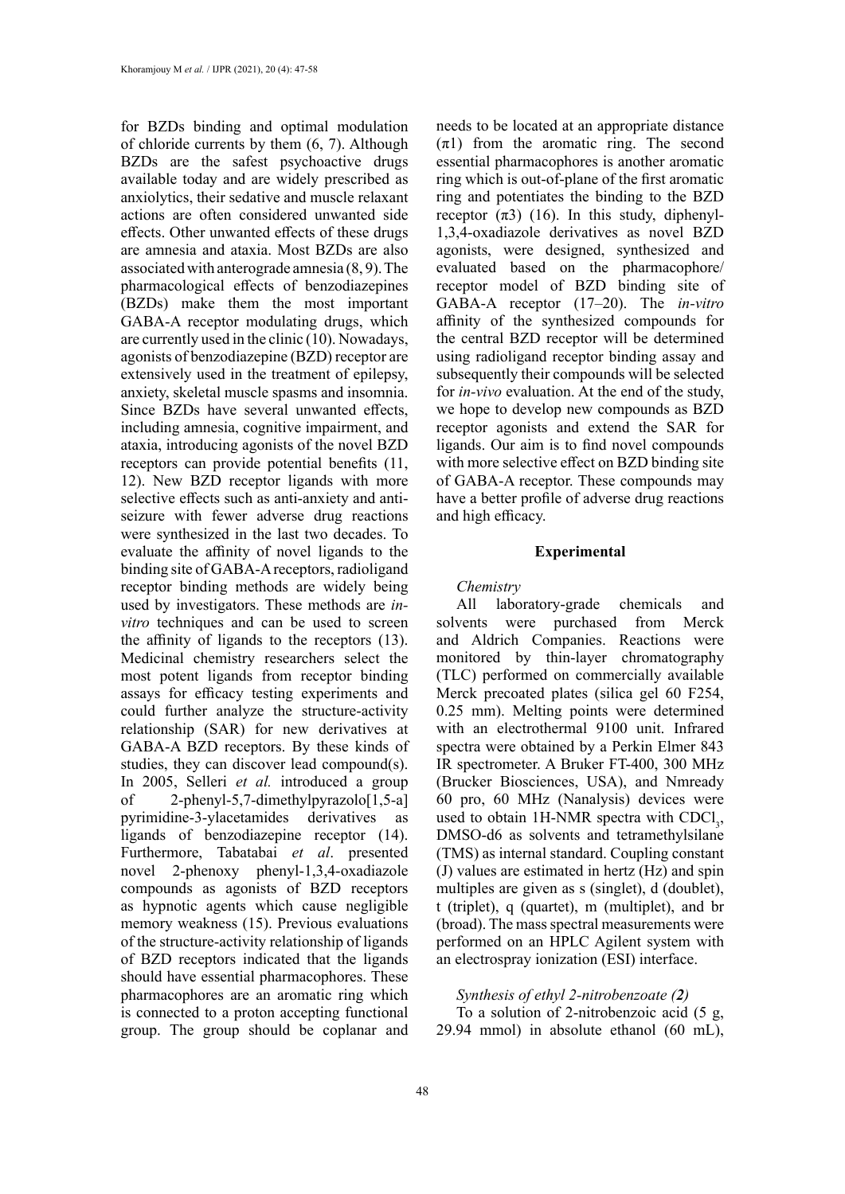for BZDs binding and optimal modulation of chloride currents by them (6, 7). Although BZDs are the safest psychoactive drugs available today and are widely prescribed as anxiolytics, their sedative and muscle relaxant actions are often considered unwanted side effects. Other unwanted effects of these drugs are amnesia and ataxia. Most BZDs are also associated with anterograde amnesia (8, 9). The pharmacological effects of benzodiazepines (BZDs) make them the most important GABA-A receptor modulating drugs, which are currently used in the clinic (10). Nowadays, agonists of benzodiazepine (BZD) receptor are extensively used in the treatment of epilepsy, anxiety, skeletal muscle spasms and insomnia. Since BZDs have several unwanted effects, including amnesia, cognitive impairment, and ataxia, introducing agonists of the novel BZD receptors can provide potential benefits (11, 12). New BZD receptor ligands with more selective effects such as anti-anxiety and anti-seizure with fewer adverse drug reactions were synthesized in the last two decades. To evaluate the affinity of novel ligands to the binding site of GABA-A receptors, radioligand receptor binding methods are widely being used by investigators. These methods are *in-vitro* techniques and can be used to screen the affinity of ligands to the receptors (13). Medicinal chemistry researchers select the most potent ligands from receptor binding assays for efficacy testing experiments and could further analyze the structure-activity relationship (SAR) for new derivatives at GABA-A BZD receptors. By these kinds of studies, they can discover lead compound(s). In 2005, Selleri *et al.* introduced a group of 2-phenyl-5,7-dimethylpyrazolo[1,5-a] pyrimidine-3-ylacetamides derivatives as ligands of benzodiazepine receptor (14). Furthermore, Tabatabai *et al*. presented novel 2-phenoxy phenyl-1,3,4-oxadiazole compounds as agonists of BZD receptors as hypnotic agents which cause negligible memory weakness (15). Previous evaluations of the structure-activity relationship of ligands of BZD receptors indicated that the ligands should have essential pharmacophores. These pharmacophores are an aromatic ring which is connected to a proton accepting functional group. The group should be coplanar and needs to be located at an appropriate distance ($\pi1$) from the aromatic ring. The second essential pharmacophores is another aromatic ring which is out-of-plane of the first aromatic ring and potentiates the binding to the BZD receptor ($\pi3$) (16). In this study, diphenyl-1,3,4-oxadiazole derivatives as novel BZD agonists, were designed, synthesized and evaluated based on the pharmacophore/receptor model of BZD binding site of GABA-A receptor (17–20). The *in-vitro* affinity of the synthesized compounds for the central BZD receptor will be determined using radioligand receptor binding assay and subsequently their compounds will be selected for *in-vivo* evaluation. At the end of the study, we hope to develop new compounds as BZD receptor agonists and extend the SAR for ligands. Our aim is to find novel compounds with more selective effect on BZD binding site of GABA-A receptor. These compounds may have a better profile of adverse drug reactions and high efficacy.

## Experimental

### *Chemistry*

All laboratory-grade chemicals and solvents were purchased from Merck and Aldrich Companies. Reactions were monitored by thin-layer chromatography (TLC) performed on commercially available Merck precoated plates (silica gel 60 F254, 0.25 mm). Melting points were determined with an electrothermal 9100 unit. Infrared spectra were obtained by a Perkin Elmer 843 IR spectrometer. A Bruker FT-400, 300 MHz (Brucker Biosciences, USA), and Nmready 60 pro, 60 MHz (Nanalysis) devices were used to obtain 1H-NMR spectra with $CDCl_3$, DMSO-d6 as solvents and tetramethylsilane (TMS) as internal standard. Coupling constant (J) values are estimated in hertz (Hz) and spin multiples are given as s (singlet), d (doublet), t (triplet), q (quartet), m (multiplet), and br (broad). The mass spectral measurements were performed on an HPLC Agilent system with an electrospray ionization (ESI) interface.

### *Synthesis of ethyl 2-nitrobenzoate **(2)***

To a solution of 2-nitrobenzoic acid (5 g, 29.94 mmol) in absolute ethanol (60 mL),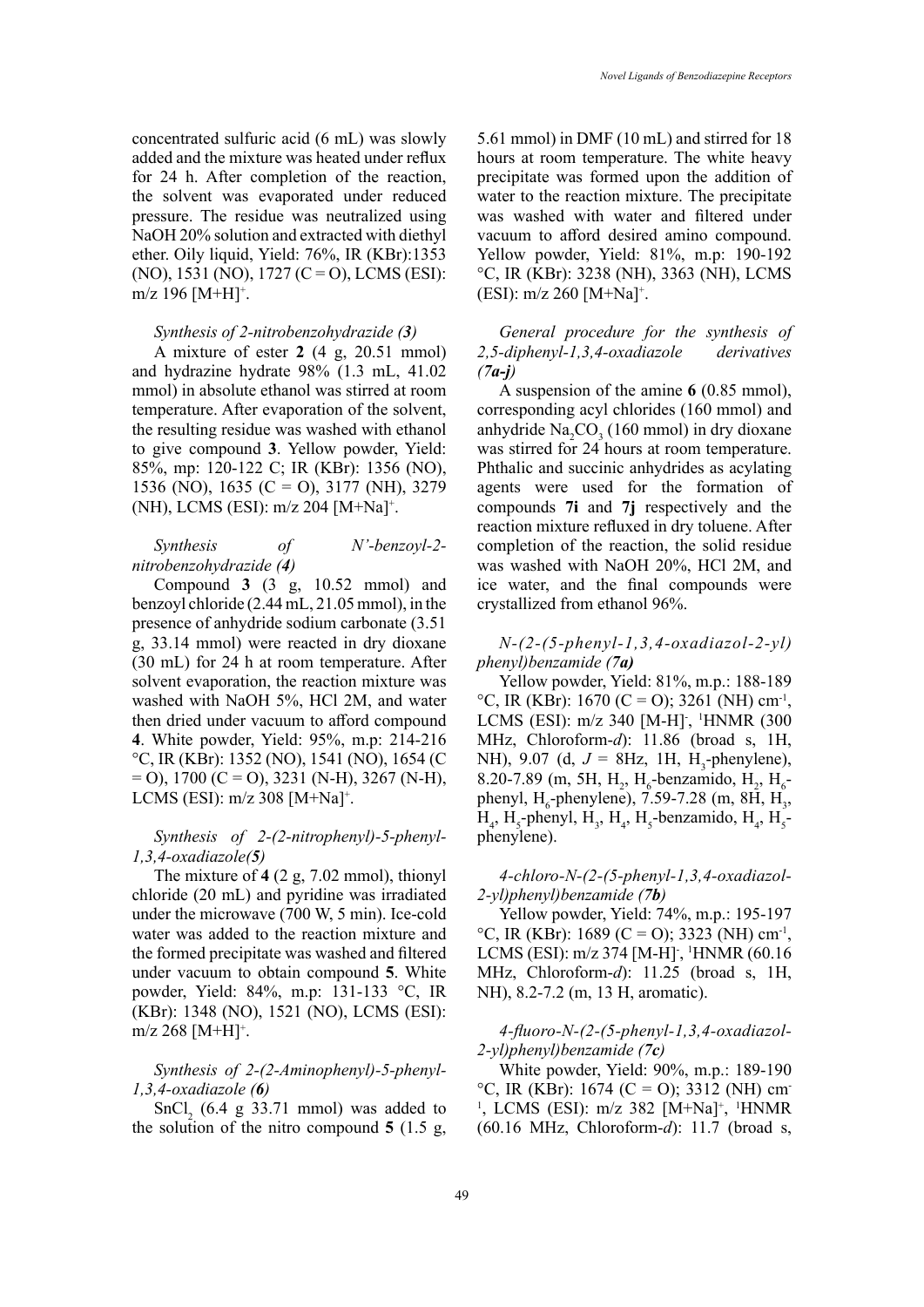concentrated sulfuric acid (6 mL) was slowly added and the mixture was heated under reflux for 24 h. After completion of the reaction, the solvent was evaporated under reduced pressure. The residue was neutralized using NaOH 20% solution and extracted with diethyl ether. Oily liquid, Yield: 76%, IR (KBr):1353 (NO), 1531 (NO), 1727 (C = O), LCMS (ESI): m/z 196 $[M+H]^+$.

*Synthesis of 2-nitrobenzohydrazide (**3**)*

A mixture of ester **2** (4 g, 20.51 mmol) and hydrazine hydrate 98% (1.3 mL, 41.02 mmol) in absolute ethanol was stirred at room temperature. After evaporation of the solvent, the resulting residue was washed with ethanol to give compound **3**. Yellow powder, Yield: 85%, mp: 120-122 C; IR (KBr): 1356 (NO), 1536 (NO), 1635 (C = O), 3177 (NH), 3279 (NH), LCMS (ESI): m/z 204 $[M+Na]^+$.

*Synthesis of N'-benzoyl-2-nitrobenzohydrazide (**4**)*

Compound **3** (3 g, 10.52 mmol) and benzoyl chloride (2.44 mL, 21.05 mmol), in the presence of anhydride sodium carbonate (3.51 g, 33.14 mmol) were reacted in dry dioxane (30 mL) for 24 h at room temperature. After solvent evaporation, the reaction mixture was washed with NaOH 5%, HCl 2M, and water then dried under vacuum to afford compound **4**. White powder, Yield: 95%, m.p: 214-216 °C, IR (KBr): 1352 (NO), 1541 (NO), 1654 (C = O), 1700 (C = O), 3231 (N-H), 3267 (N-H), LCMS (ESI): m/z 308 $[M+Na]^+$.

*Synthesis of 2-(2-nitrophenyl)-5-phenyl-1,3,4-oxadiazole(**5**)*

The mixture of **4** (2 g, 7.02 mmol), thionyl chloride (20 mL) and pyridine was irradiated under the microwave (700 W, 5 min). Ice-cold water was added to the reaction mixture and the formed precipitate was washed and filtered under vacuum to obtain compound **5**. White powder, Yield: 84%, m.p: 131-133 °C, IR (KBr): 1348 (NO), 1521 (NO), LCMS (ESI): m/z 268 $[M+H]^+$.

*Synthesis of 2-(2-Aminophenyl)-5-phenyl-1,3,4-oxadiazole (**6**)*

$SnCl_2$ (6.4 g 33.71 mmol) was added to the solution of the nitro compound **5** (1.5 g, 5.61 mmol) in DMF (10 mL) and stirred for 18 hours at room temperature. The white heavy precipitate was formed upon the addition of water to the reaction mixture. The precipitate was washed with water and filtered under vacuum to afford desired amino compound. Yellow powder, Yield: 81%, m.p: 190-192 °C, IR (KBr): 3238 (NH), 3363 (NH), LCMS (ESI): m/z 260 $[M+Na]^+$.

*General procedure for the synthesis of 2,5-diphenyl-1,3,4-oxadiazole derivatives (**7a-j**)*

A suspension of the amine **6** (0.85 mmol), corresponding acyl chlorides (160 mmol) and anhydride $Na_2CO_3$ (160 mmol) in dry dioxane was stirred for 24 hours at room temperature. Phthalic and succinic anhydrides as acylating agents were used for the formation of compounds **7i** and **7j** respectively and the reaction mixture refluxed in dry toluene. After completion of the reaction, the solid residue was washed with NaOH 20%, HCl 2M, and ice water, and the final compounds were crystallized from ethanol 96%.

*N-(2-(5-phenyl-1,3,4-oxadiazol-2-yl)phenyl)benzamide (**7a**)*

Yellow powder, Yield: 81%, m.p.: 188-189 °C, IR (KBr): 1670 (C = O); 3261 (NH) $cm^{-1}$, LCMS (ESI): m/z 340 $[M-H]^-$, $^1$HNMR (300 MHz, Chloroform-*d*): 11.86 (broad s, 1H, NH), 9.07 (d, $J$ = 8Hz, 1H, $H_3$-phenylene), 8.20-7.89 (m, 5H, $H_2$, $H_6$-benzamido, $H_2$, $H_6$-phenyl, $H_6$-phenylene), 7.59-7.28 (m, 8H, $H_3$, $H_4$, $H_5$-phenyl, $H_3$, $H_4$, $H_5$-benzamido, $H_4$, $H_5$-phenylene).

*4-chloro-N-(2-(5-phenyl-1,3,4-oxadiazol-2-yl)phenyl)benzamide (**7b**)*

Yellow powder, Yield: 74%, m.p.: 195-197 °C, IR (KBr): 1689 (C = O); 3323 (NH) $cm^{-1}$, LCMS (ESI): m/z 374 $[M-H]^-$, $^1$HNMR (60.16 MHz, Chloroform-*d*): 11.25 (broad s, 1H, NH), 8.2-7.2 (m, 13 H, aromatic).

*4-fluoro-N-(2-(5-phenyl-1,3,4-oxadiazol-2-yl)phenyl)benzamide (**7c**)*

White powder, Yield: 90%, m.p.: 189-190 °C, IR (KBr): 1674 (C = O); 3312 (NH) $cm^{-1}$, LCMS (ESI): m/z 382 $[M+Na]^+$, $^1$HNMR (60.16 MHz, Chloroform-*d*): 11.7 (broad s,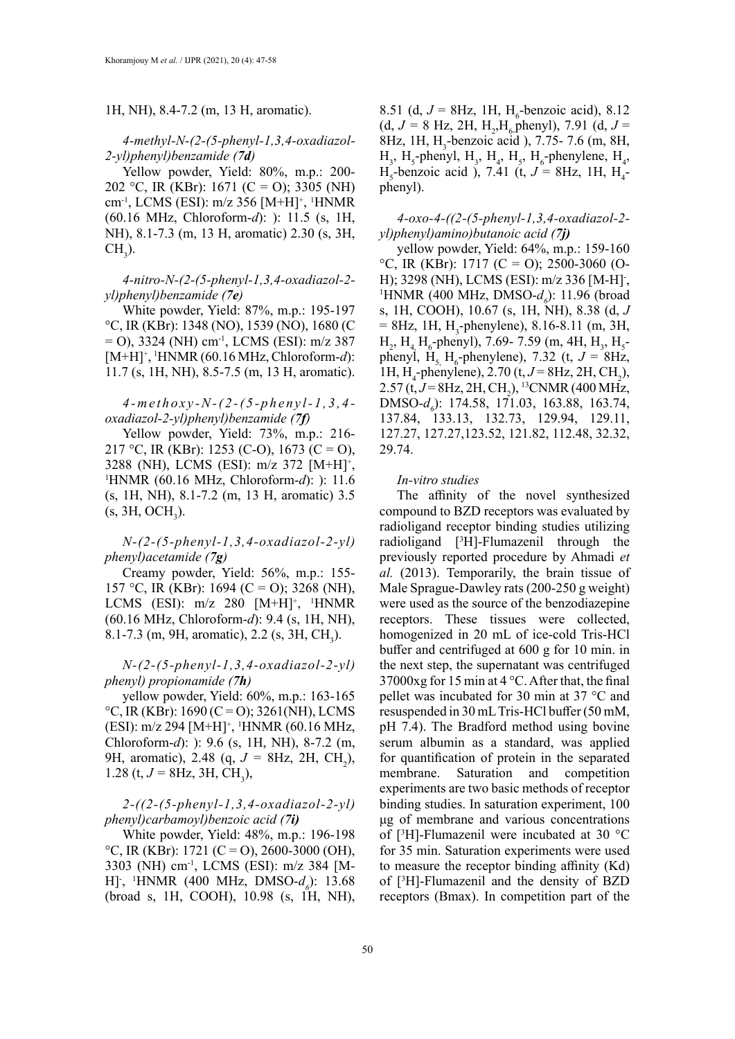1H, NH), 8.4-7.2 (m, 13 H, aromatic).

*4-methyl-N-(2-(5-phenyl-1,3,4-oxadiazol-2-yl)phenyl)benzamide (**7d**)*

Yellow powder, Yield: 80%, m.p.: 200-202 °C, IR (KBr): 1671 (C = O); 3305 (NH) $cm^{-1}$, LCMS (ESI): m/z 356 $[M+H]^+$, $^1$HNMR (60.16 MHz, Chloroform-*d*): ): 11.5 (s, 1H, NH), 8.1-7.3 (m, 13 H, aromatic) 2.30 (s, 3H, $CH_3$).

*4-nitro-N-(2-(5-phenyl-1,3,4-oxadiazol-2-yl)phenyl)benzamide (**7e**)*

White powder, Yield: 87%, m.p.: 195-197 °C, IR (KBr): 1348 (NO), 1539 (NO), 1680 (C = O), 3324 (NH) $cm^{-1}$, LCMS (ESI): m/z 387 $[M+H]^+$, $^1$HNMR (60.16 MHz, Chloroform-*d*): 11.7 (s, 1H, NH), 8.5-7.5 (m, 13 H, aromatic).

*4-methoxy-N-(2-(5-phenyl-1,3,4-oxadiazol-2-yl)phenyl)benzamide (**7f**)*

Yellow powder, Yield: 73%, m.p.: 216-217 °C, IR (KBr): 1253 (C-O), 1673 (C = O), 3288 (NH), LCMS (ESI): m/z 372 $[M+H]^+$, $^1$HNMR (60.16 MHz, Chloroform-*d*): ): 11.6 (s, 1H, NH), 8.1-7.2 (m, 13 H, aromatic) 3.5 (s, 3H, $OCH_3$).

*N-(2-(5-phenyl-1,3,4-oxadiazol-2-yl)phenyl)acetamide (**7g**)*

Creamy powder, Yield: 56%, m.p.: 155-157 °C, IR (KBr): 1694 (C = O); 3266 (NH), LCMS (ESI): m/z 280 $[M+H]^+$, $^1$HNMR (60.16 MHz, Chloroform-*d*): 9.4 (s, 1H, NH), 8.1-7.3 (m, 9H, aromatic), 2.2 (s, 3H, $CH_3$).

*N-(2-(5-phenyl-1,3,4-oxadiazol-2-yl)phenyl) propionamide (**7h**)*

yellow powder, Yield: 60%, m.p.: 163-165 °C, IR (KBr): 1690 (C = O); 3261(NH), LCMS (ESI): m/z 294 $[M+H]^+$, $^1$HNMR (60.16 MHz, Chloroform-*d*): ): 9.6 (s, 1H, NH), 8-7.2 (m, 9H, aromatic), 2.48 (q, $J$ = 8Hz, 2H, $CH_2$), 1.28 (t, $J$ = 8Hz, 3H, $CH_3$),

*2-((2-(5-phenyl-1,3,4-oxadiazol-2-yl)phenyl)carbamoyl)benzoic acid (**7i**)*

White powder, Yield: 48%, m.p.: 196-198 °C, IR (KBr): 1721 (C = O), 2600-3000 (OH), 3303 (NH) $cm^{-1}$, LCMS (ESI): m/z 384 $[M-H]^-$, $^1$HNMR (400 MHz, DMSO-$d_6$): 13.68 (broad s, 1H, COOH), 10.98 (s, 1H, NH), 8.51 (d, $J$ = 8Hz, 1H, $H_6$-benzoic acid), 8.12 (d, $J$ = 8 Hz, 2H, $H_2$,$H_6$ phenyl), 7.91 (d, $J$ = 8Hz, 1H, $H_3$-benzoic acid ), 7.75- 7.6 (m, 8H, $H_3$, $H_5$-phenyl, $H_3$, $H_4$, $H_5$, $H_6$-phenylene, $H_4$, $H_5$-benzoic acid ), 7.41 (t, $J$ = 8Hz, 1H, $H_4$-phenyl).

*4-oxo-4-((2-(5-phenyl-1,3,4-oxadiazol-2-yl)phenyl)amino)butanoic acid (**7j**)*

yellow powder, Yield: 64%, m.p.: 159-160 °C, IR (KBr): 1717 (C = O); 2500-3060 (O-H); 3298 (NH), LCMS (ESI): m/z 336 $[M-H]^-$, $^1$HNMR (400 MHz, DMSO-$d_6$): 11.96 (broad s, 1H, COOH), 10.67 (s, 1H, NH), 8.38 (d, $J$ = 8Hz, 1H, $H_3$-phenylene), 8.16-8.11 (m, 3H, $H_2$, $H_4$, $H_6$-phenyl), 7.69- 7.59 (m, 4H, $H_3$, $H_5$-phenyl, $H_5$, $H_6$-phenylene), 7.32 (t, $J$ = 8Hz, 1H, $H_4$-phenylene), 2.70 (t, $J$ = 8Hz, 2H, $CH_2$), 2.57 (t, $J$ = 8Hz, 2H, $CH_2$), $^{13}$CNMR (400 MHz, DMSO-$d_6$): 174.58, 171.03, 163.88, 163.74, 137.84, 133.13, 132.73, 129.94, 129.11, 127.27, 127.27,123.52, 121.82, 112.48, 32.32, 29.74.

*In-vitro studies*

The affinity of the novel synthesized compound to BZD receptors was evaluated by radioligand receptor binding studies utilizing radioligand [$^3$H]-Flumazenil through the previously reported procedure by Ahmadi *et al.* (2013). Temporarily, the brain tissue of Male Sprague-Dawley rats (200-250 g weight) were used as the source of the benzodiazepine receptors. These tissues were collected, homogenized in 20 mL of ice-cold Tris-HCl buffer and centrifuged at 600 g for 10 min. in the next step, the supernatant was centrifuged 37000xg for 15 min at 4 °C. After that, the final pellet was incubated for 30 min at 37 °C and resuspended in 30 mL Tris-HCl buffer (50 mM, pH 7.4). The Bradford method using bovine serum albumin as a standard, was applied for quantification of protein in the separated membrane. Saturation and competition experiments are two basic methods of receptor binding studies. In saturation experiment, 100 μg of membrane and various concentrations of [$^3$H]-Flumazenil were incubated at 30 °C for 35 min. Saturation experiments were used to measure the receptor binding affinity (Kd) of [$^3$H]-Flumazenil and the density of BZD receptors (Bmax). In competition part of the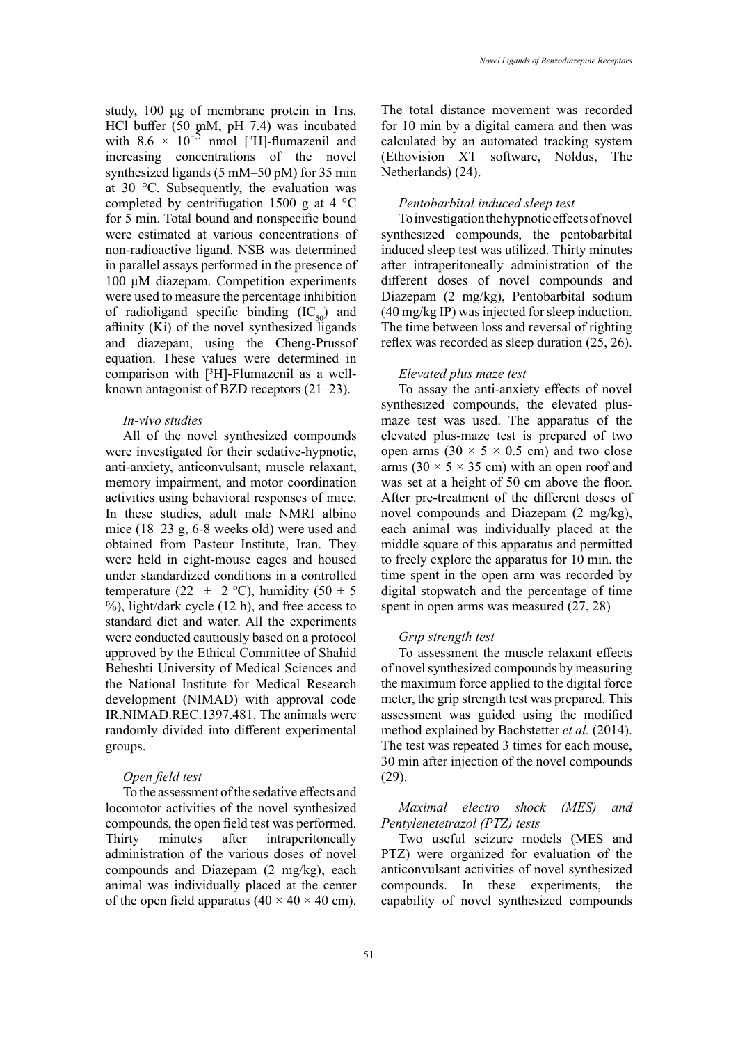study, 100 μg of membrane protein in Tris. HCl buffer (50 mM, pH 7.4) was incubated with $8.6 \times 10^{-5}$ nmol [$^3$H]-flumazenil and increasing concentrations of the novel synthesized ligands (5 mM–50 pM) for 35 min at 30 °C. Subsequently, the evaluation was completed by centrifugation 1500 g at 4 °C for 5 min. Total bound and nonspecific bound were estimated at various concentrations of non-radioactive ligand. NSB was determined in parallel assays performed in the presence of 100 μM diazepam. Competition experiments were used to measure the percentage inhibition of radioligand specific binding ($IC_{50}$) and affinity (Ki) of the novel synthesized ligands and diazepam, using the Cheng-Prussof equation. These values were determined in comparison with [$^3$H]-Flumazenil as a well-known antagonist of BZD receptors (21–23).

### *In-vivo studies*

All of the novel synthesized compounds were investigated for their sedative-hypnotic, anti-anxiety, anticonvulsant, muscle relaxant, memory impairment, and motor coordination activities using behavioral responses of mice. In these studies, adult male NMRI albino mice (18–23 g, 6-8 weeks old) were used and obtained from Pasteur Institute, Iran. They were held in eight-mouse cages and housed under standardized conditions in a controlled temperature (22 ± 2 ºC), humidity (50 ± 5 %), light/dark cycle (12 h), and free access to standard diet and water. All the experiments were conducted cautiously based on a protocol approved by the Ethical Committee of Shahid Beheshti University of Medical Sciences and the National Institute for Medical Research development (NIMAD) with approval code IR.NIMAD.REC.1397.481. The animals were randomly divided into different experimental groups.

### *Open field test*

To the assessment of the sedative effects and locomotor activities of the novel synthesized compounds, the open field test was performed. Thirty minutes after intraperitoneally administration of the various doses of novel compounds and Diazepam (2 mg/kg), each animal was individually placed at the center of the open field apparatus (40 × 40 × 40 cm). The total distance movement was recorded for 10 min by a digital camera and then was calculated by an automated tracking system (Ethovision XT software, Noldus, The Netherlands) (24).

### *Pentobarbital induced sleep test*

To investigation the hypnotic effects of novel synthesized compounds, the pentobarbital induced sleep test was utilized. Thirty minutes after intraperitoneally administration of the different doses of novel compounds and Diazepam (2 mg/kg), Pentobarbital sodium (40 mg/kg IP) was injected for sleep induction. The time between loss and reversal of righting reflex was recorded as sleep duration (25, 26).

### *Elevated plus maze test*

To assay the anti-anxiety effects of novel synthesized compounds, the elevated plus-maze test was used. The apparatus of the elevated plus-maze test is prepared of two open arms (30 × 5 × 0.5 cm) and two close arms (30 × 5 × 35 cm) with an open roof and was set at a height of 50 cm above the floor. After pre-treatment of the different doses of novel compounds and Diazepam (2 mg/kg), each animal was individually placed at the middle square of this apparatus and permitted to freely explore the apparatus for 10 min. the time spent in the open arm was recorded by digital stopwatch and the percentage of time spent in open arms was measured (27, 28)

### *Grip strength test*

To assessment the muscle relaxant effects of novel synthesized compounds by measuring the maximum force applied to the digital force meter, the grip strength test was prepared. This assessment was guided using the modified method explained by Bachstetter *et al.* (2014). The test was repeated 3 times for each mouse, 30 min after injection of the novel compounds (29).

### *Maximal electro shock (MES) and Pentylenetetrazol (PTZ) tests*

Two useful seizure models (MES and PTZ) were organized for evaluation of the anticonvulsant activities of novel synthesized compounds. In these experiments, the capability of novel synthesized compounds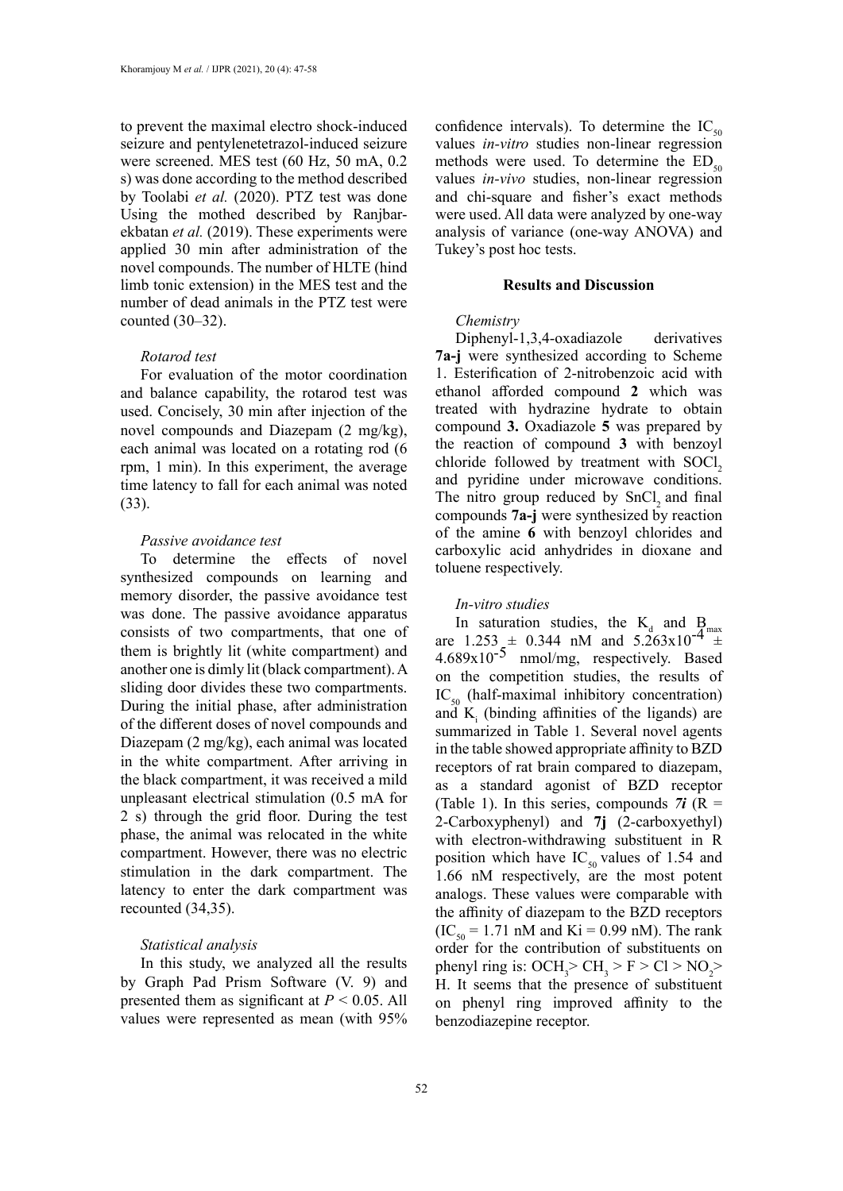to prevent the maximal electro shock-induced seizure and pentylenetetrazol-induced seizure were screened. MES test (60 Hz, 50 mA, 0.2 s) was done according to the method described by Toolabi *et al.* (2020). PTZ test was done Using the mothed described by Ranjbar-ekbatan *et al.* (2019). These experiments were applied 30 min after administration of the novel compounds. The number of HLTE (hind limb tonic extension) in the MES test and the number of dead animals in the PTZ test were counted (30–32).

*Rotarod test*

For evaluation of the motor coordination and balance capability, the rotarod test was used. Concisely, 30 min after injection of the novel compounds and Diazepam (2 mg/kg), each animal was located on a rotating rod (6 rpm, 1 min). In this experiment, the average time latency to fall for each animal was noted (33).

*Passive avoidance test*

To determine the effects of novel synthesized compounds on learning and memory disorder, the passive avoidance test was done. The passive avoidance apparatus consists of two compartments, that one of them is brightly lit (white compartment) and another one is dimly lit (black compartment). A sliding door divides these two compartments. During the initial phase, after administration of the different doses of novel compounds and Diazepam (2 mg/kg), each animal was located in the white compartment. After arriving in the black compartment, it was received a mild unpleasant electrical stimulation (0.5 mA for 2 s) through the grid floor. During the test phase, the animal was relocated in the white compartment. However, there was no electric stimulation in the dark compartment. The latency to enter the dark compartment was recounted (34,35).

*Statistical analysis*

In this study, we analyzed all the results by Graph Pad Prism Software (V. 9) and presented them as significant at $P < 0.05$. All values were represented as mean (with 95% confidence intervals). To determine the $IC_{50}$ values *in-vitro* studies non-linear regression methods were used. To determine the $ED_{50}$ values *in-vivo* studies, non-linear regression and chi-square and fisher's exact methods were used. All data were analyzed by one-way analysis of variance (one-way ANOVA) and Tukey's post hoc tests.

## Results and Discussion

*Chemistry*

Diphenyl-1,3,4-oxadiazole derivatives **7a-j** were synthesized according to Scheme 1. Esterification of 2-nitrobenzoic acid with ethanol afforded compound **2** which was treated with hydrazine hydrate to obtain compound **3.** Oxadiazole **5** was prepared by the reaction of compound **3** with benzoyl chloride followed by treatment with $SOCl_2$ and pyridine under microwave conditions. The nitro group reduced by $SnCl_2$ and final compounds **7a-j** were synthesized by reaction of the amine **6** with benzoyl chlorides and carboxylic acid anhydrides in dioxane and toluene respectively.

*In-vitro studies*

In saturation studies, the $K_d$ and $B_{max}$ are $1.253 \pm 0.344$ nM and $5.263 \times 10^{-4} \pm 4.689 \times 10^{-5}$ nmol/mg, respectively. Based on the competition studies, the results of $IC_{50}$ (half-maximal inhibitory concentration) and $K_i$ (binding affinities of the ligands) are summarized in Table 1. Several novel agents in the table showed appropriate affinity to BZD receptors of rat brain compared to diazepam, as a standard agonist of BZD receptor (Table 1). In this series, compounds ***7i*** (R = 2-Carboxyphenyl) and **7j** (2-carboxyethyl) with electron-withdrawing substituent in R position which have $IC_{50}$ values of 1.54 and 1.66 nM respectively, are the most potent analogs. These values were comparable with the affinity of diazepam to the BZD receptors ($IC_{50}$ = 1.71 nM and Ki = 0.99 nM). The rank order for the contribution of substituents on phenyl ring is: $OCH_3 > CH_3 > F > Cl > NO_2 >$ H. It seems that the presence of substituent on phenyl ring improved affinity to the benzodiazepine receptor.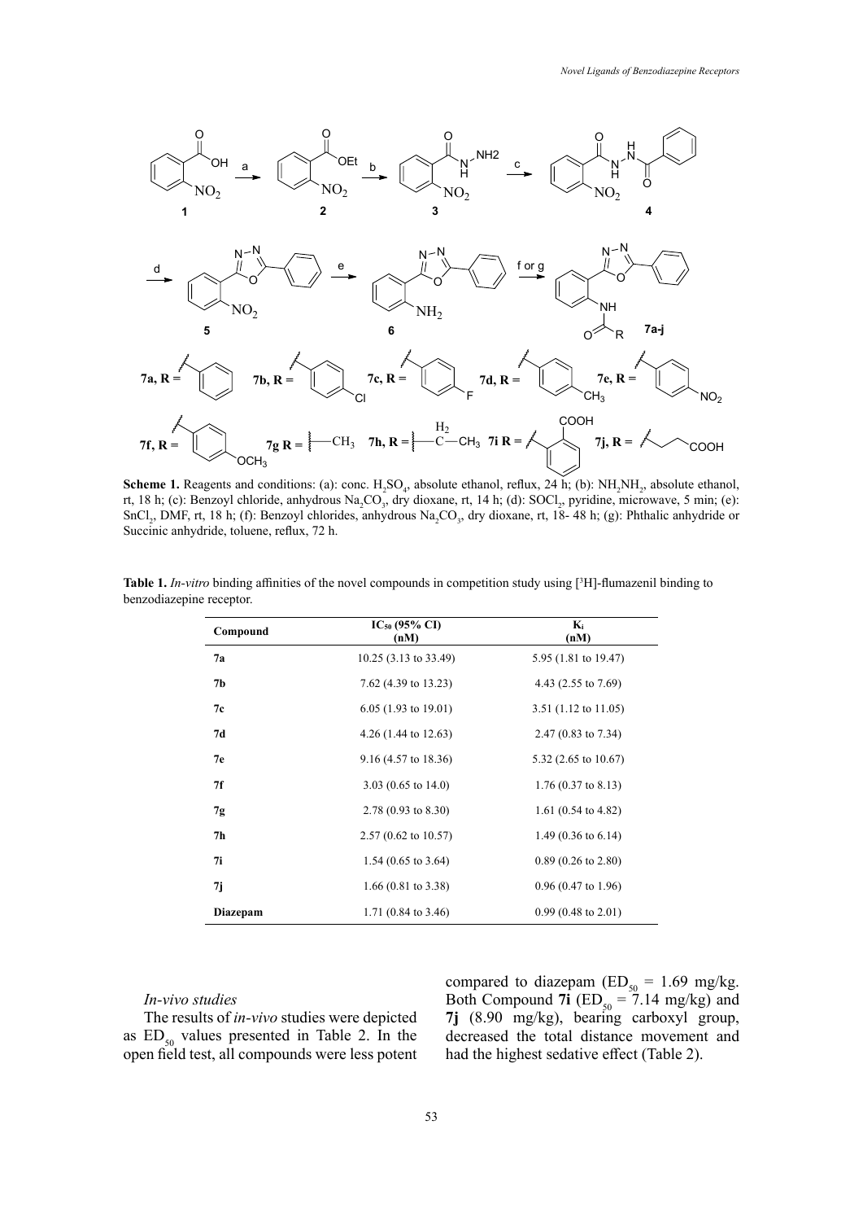**Scheme 1.** Reagents and conditions: (a): conc. $H_2SO_4$, absolute ethanol, reflux, 24 h; (b): $NH_2NH_2$, absolute ethanol, rt, 18 h; (c): Benzoyl chloride, anhydrous $Na_2CO_3$, dry dioxane, rt, 14 h; (d): $SOCl_2$, pyridine, microwave, 5 min; (e): $SnCl_2$, DMF, rt, 18 h; (f): Benzoyl chlorides, anhydrous $Na_2CO_3$, dry dioxane, rt, 18- 48 h; (g): Phthalic anhydride or Succinic anhydride, toluene, reflux, 72 h.

**Table 1.** *In-vitro* binding affinities of the novel compounds in competition study using [$^3$H]-flumazenil binding to benzodiazepine receptor.

| Compound | $IC_{50}$ (95% CI) (nM) | $K_i$ (nM) |
|---|---|---|
| **7a** | 10.25 (3.13 to 33.49) | 5.95 (1.81 to 19.47) |
| **7b** | 7.62 (4.39 to 13.23) | 4.43 (2.55 to 7.69) |
| **7c** | 6.05 (1.93 to 19.01) | 3.51 (1.12 to 11.05) |
| **7d** | 4.26 (1.44 to 12.63) | 2.47 (0.83 to 7.34) |
| **7e** | 9.16 (4.57 to 18.36) | 5.32 (2.65 to 10.67) |
| **7f** | 3.03 (0.65 to 14.0) | 1.76 (0.37 to 8.13) |
| **7g** | 2.78 (0.93 to 8.30) | 1.61 (0.54 to 4.82) |
| **7h** | 2.57 (0.62 to 10.57) | 1.49 (0.36 to 6.14) |
| **7i** | 1.54 (0.65 to 3.64) | 0.89 (0.26 to 2.80) |
| **7j** | 1.66 (0.81 to 3.38) | 0.96 (0.47 to 1.96) |
| **Diazepam** | 1.71 (0.84 to 3.46) | 0.99 (0.48 to 2.01) |

*In-vivo studies*

The results of *in-vivo* studies were depicted as $ED_{50}$ values presented in Table 2. In the open field test, all compounds were less potent compared to diazepam ($ED_{50}$ = 1.69 mg/kg. Both Compound **7i** ($ED_{50}$ = 7.14 mg/kg) and **7j** (8.90 mg/kg), bearing carboxyl group, decreased the total distance movement and had the highest sedative effect (Table 2).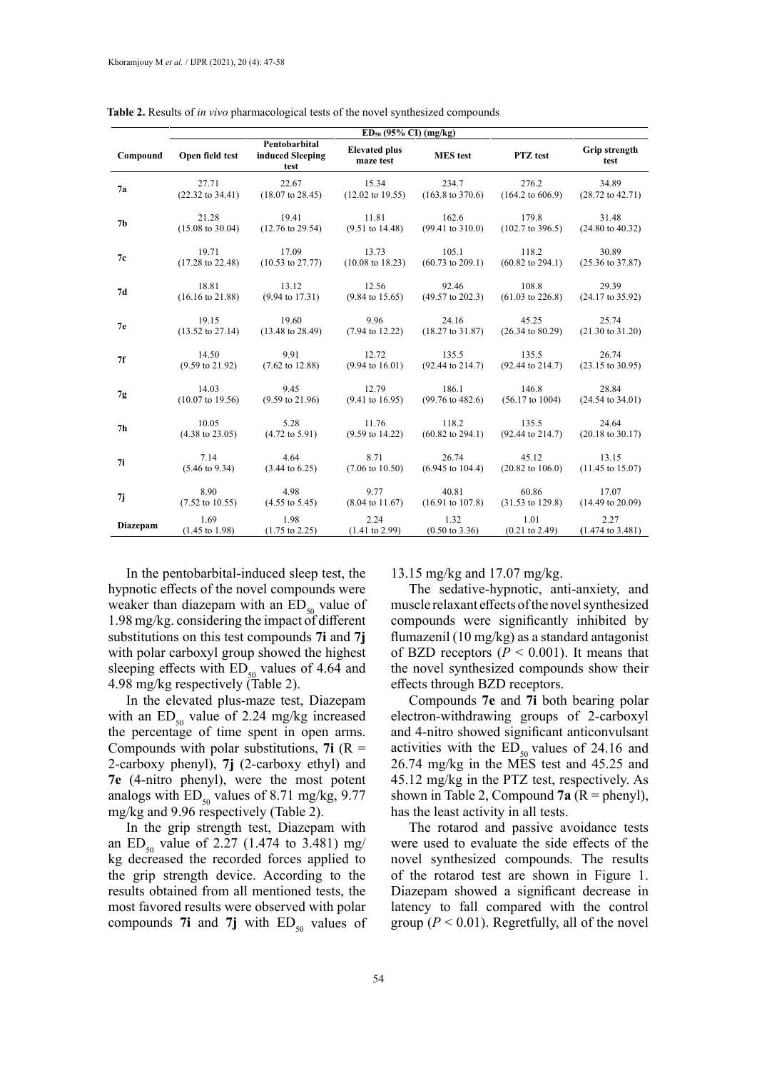**Table 2.** Results of *in vivo* pharmacological tests of the novel synthesized compounds

| Compound | $ED_{50}$ (95% CI) (mg/kg) | | | | | |
|---|---|---|---|---|---|---|
| | Open field test | Pentobarbital induced Sleeping test | Elevated plus maze test | MES test | PTZ test | Grip strength test |
| **7a** | 27.71 (22.32 to 34.41) | 22.67 (18.07 to 28.45) | 15.34 (12.02 to 19.55) | 234.7 (163.8 to 370.6) | 276.2 (164.2 to 606.9) | 34.89 (28.72 to 42.71) |
| **7b** | 21.28 (15.08 to 30.04) | 19.41 (12.76 to 29.54) | 11.81 (9.51 to 14.48) | 162.6 (99.41 to 310.0) | 179.8 (102.7 to 396.5) | 31.48 (24.80 to 40.32) |
| **7c** | 19.71 (17.28 to 22.48) | 17.09 (10.53 to 27.77) | 13.73 (10.08 to 18.23) | 105.1 (60.73 to 209.1) | 118.2 (60.82 to 294.1) | 30.89 (25.36 to 37.87) |
| **7d** | 18.81 (16.16 to 21.88) | 13.12 (9.94 to 17.31) | 12.56 (9.84 to 15.65) | 92.46 (49.57 to 202.3) | 108.8 (61.03 to 226.8) | 29.39 (24.17 to 35.92) |
| **7e** | 19.15 (13.52 to 27.14) | 19.60 (13.48 to 28.49) | 9.96 (7.94 to 12.22) | 24.16 (18.27 to 31.87) | 45.25 (26.34 to 80.29) | 25.74 (21.30 to 31.20) |
| **7f** | 14.50 (9.59 to 21.92) | 9.91 (7.62 to 12.88) | 12.72 (9.94 to 16.01) | 135.5 (92.44 to 214.7) | 135.5 (92.44 to 214.7) | 26.74 (23.15 to 30.95) |
| **7g** | 14.03 (10.07 to 19.56) | 9.45 (9.59 to 21.96) | 12.79 (9.41 to 16.95) | 186.1 (99.76 to 482.6) | 146.8 (56.17 to 1004) | 28.84 (24.54 to 34.01) |
| **7h** | 10.05 (4.38 to 23.05) | 5.28 (4.72 to 5.91) | 11.76 (9.59 to 14.22) | 118.2 (60.82 to 294.1) | 135.5 (92.44 to 214.7) | 24.64 (20.18 to 30.17) |
| **7i** | 7.14 (5.46 to 9.34) | 4.64 (3.44 to 6.25) | 8.71 (7.06 to 10.50) | 26.74 (6.945 to 104.4) | 45.12 (20.82 to 106.0) | 13.15 (11.45 to 15.07) |
| **7j** | 8.90 (7.52 to 10.55) | 4.98 (4.55 to 5.45) | 9.77 (8.04 to 11.67) | 40.81 (16.91 to 107.8) | 60.86 (31.53 to 129.8) | 17.07 (14.49 to 20.09) |
| **Diazepam** | 1.69 (1.45 to 1.98) | 1.98 (1.75 to 2.25) | 2.24 (1.41 to 2.99) | 1.32 (0.50 to 3.36) | 1.01 (0.21 to 2.49) | 2.27 (1.474 to 3.481) |

In the pentobarbital-induced sleep test, the hypnotic effects of the novel compounds were weaker than diazepam with an $ED_{50}$ value of 1.98 mg/kg. considering the impact of different substitutions on this test compounds **7i** and **7j** with polar carboxyl group showed the highest sleeping effects with $ED_{50}$ values of 4.64 and 4.98 mg/kg respectively (Table 2).

In the elevated plus-maze test, Diazepam with an $ED_{50}$ value of 2.24 mg/kg increased the percentage of time spent in open arms. Compounds with polar substitutions, **7i** (R = 2-carboxy phenyl), **7j** (2-carboxy ethyl) and **7e** (4-nitro phenyl), were the most potent analogs with $ED_{50}$ values of 8.71 mg/kg, 9.77 mg/kg and 9.96 respectively (Table 2).

In the grip strength test, Diazepam with an $ED_{50}$ value of 2.27 (1.474 to 3.481) mg/kg decreased the recorded forces applied to the grip strength device. According to the results obtained from all mentioned tests, the most favored results were observed with polar compounds **7i** and **7j** with $ED_{50}$ values of 13.15 mg/kg and 17.07 mg/kg.

The sedative-hypnotic, anti-anxiety, and muscle relaxant effects of the novel synthesized compounds were significantly inhibited by flumazenil (10 mg/kg) as a standard antagonist of BZD receptors ($P < 0.001$). It means that the novel synthesized compounds show their effects through BZD receptors.

Compounds **7e** and **7i** both bearing polar electron-withdrawing groups of 2-carboxyl and 4-nitro showed significant anticonvulsant activities with the $ED_{50}$ values of 24.16 and 26.74 mg/kg in the MES test and 45.25 and 45.12 mg/kg in the PTZ test, respectively. As shown in Table 2, Compound **7a** (R = phenyl), has the least activity in all tests.

The rotarod and passive avoidance tests were used to evaluate the side effects of the novel synthesized compounds. The results of the rotarod test are shown in Figure 1. Diazepam showed a significant decrease in latency to fall compared with the control group ($P < 0.01$). Regretfully, all of the novel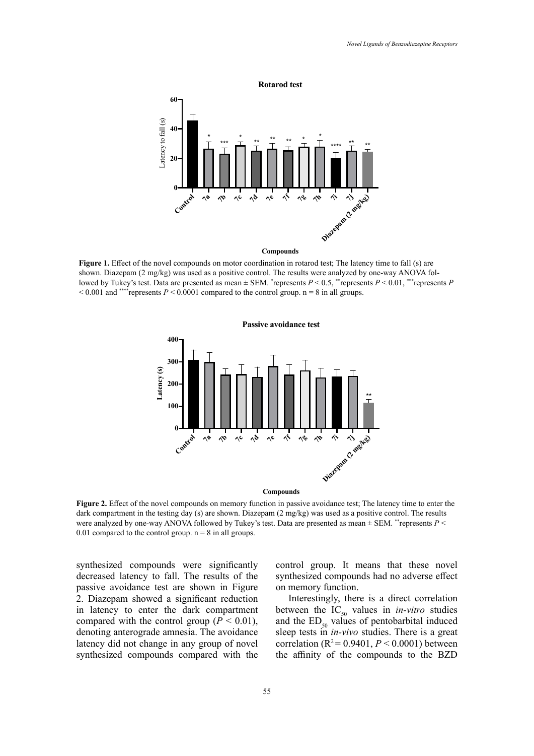**Figure 1.** Effect of the novel compounds on motor coordination in rotarod test; The latency time to fall (s) are shown. Diazepam (2 mg/kg) was used as a positive control. The results were analyzed by one-way ANOVA followed by Tukey's test. Data are presented as mean ± SEM. *represents $P < 0.5$, **represents $P < 0.01$, ***represents $P < 0.001$ and ****represents $P < 0.0001$ compared to the control group. n = 8 in all groups.

**Figure 2.** Effect of the novel compounds on memory function in passive avoidance test; The latency time to enter the dark compartment in the testing day (s) are shown. Diazepam (2 mg/kg) was used as a positive control. The results were analyzed by one-way ANOVA followed by Tukey's test. Data are presented as mean ± SEM. **represents $P < 0.01$ compared to the control group. n = 8 in all groups.

synthesized compounds were significantly decreased latency to fall. The results of the passive avoidance test are shown in Figure 2. Diazepam showed a significant reduction in latency to enter the dark compartment compared with the control group ($P < 0.01$), denoting anterograde amnesia. The avoidance latency did not change in any group of novel synthesized compounds compared with the control group. It means that these novel synthesized compounds had no adverse effect on memory function.

Interestingly, there is a direct correlation between the $IC_{50}$ values in *in-vitro* studies and the $ED_{50}$ values of pentobarbital induced sleep tests in *in-vivo* studies. There is a great correlation ($R^2 = 0.9401$, $P < 0.0001$) between the affinity of the compounds to the BZD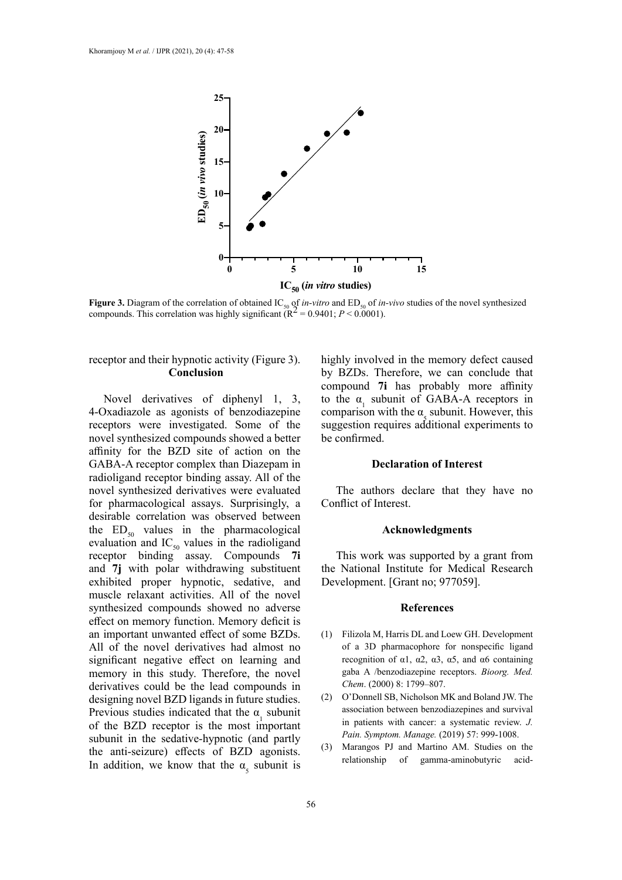**Figure 3.** Diagram of the correlation of obtained $IC_{50}$ of *in-vitro* and $ED_{50}$ of *in-vivo* studies of the novel synthesized compounds. This correlation was highly significant ($R^2 = 0.9401$; $P < 0.0001$).

receptor and their hypnotic activity (Figure 3).

## Conclusion

Novel derivatives of diphenyl 1, 3, 4-Oxadiazole as agonists of benzodiazepine receptors were investigated. Some of the novel synthesized compounds showed a better affinity for the BZD site of action on the GABA-A receptor complex than Diazepam in radioligand receptor binding assay. All of the novel synthesized derivatives were evaluated for pharmacological assays. Surprisingly, a desirable correlation was observed between the $ED_{50}$ values in the pharmacological evaluation and $IC_{50}$ values in the radioligand receptor binding assay. Compounds **7i** and **7j** with polar withdrawing substituent exhibited proper hypnotic, sedative, and muscle relaxant activities. All of the novel synthesized compounds showed no adverse effect on memory function. Memory deficit is an important unwanted effect of some BZDs. All of the novel derivatives had almost no significant negative effect on learning and memory in this study. Therefore, the novel derivatives could be the lead compounds in designing novel BZD ligands in future studies. Previous studies indicated that the $\alpha_1$ subunit of the BZD receptor is the most important subunit in the sedative-hypnotic (and partly the anti-seizure) effects of BZD agonists. In addition, we know that the $\alpha_5$ subunit is highly involved in the memory defect caused by BZDs. Therefore, we can conclude that compound **7i** has probably more affinity to the $\alpha_1$ subunit of GABA-A receptors in comparison with the $\alpha_5$ subunit. However, this suggestion requires additional experiments to be confirmed.

## Declaration of Interest

The authors declare that they have no Conflict of Interest.

## Acknowledgments

This work was supported by a grant from the National Institute for Medical Research Development. [Grant no; 977059].

## References

(1) Filizola M, Harris DL and Loew GH. Development of a 3D pharmacophore for nonspecific ligand recognition of α1, α2, α3, α5, and α6 containing gaba A /benzodiazepine receptors. *Bioorg. Med. Chem*. (2000) 8: 1799–807.

(2) O'Donnell SB, Nicholson MK and Boland JW. The association between benzodiazepines and survival in patients with cancer: a systematic review. *J. Pain. Symptom. Manage.* (2019) 57: 999-1008.

(3) Marangos PJ and Martino AM. Studies on the relationship of gamma-aminobutyric acid-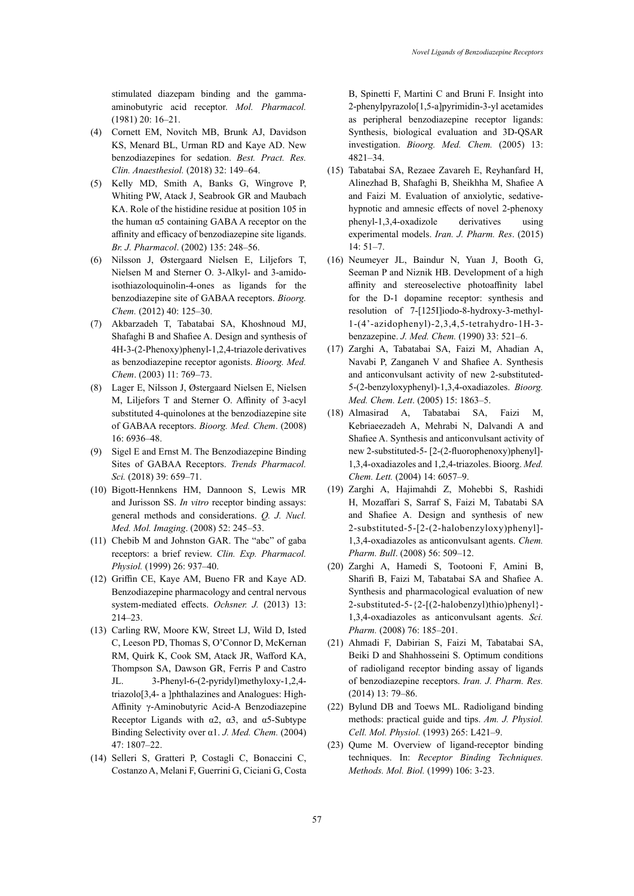stimulated diazepam binding and the gamma-aminobutyric acid receptor. *Mol. Pharmacol.* (1981) 20: 16–21.

(4) Cornett EM, Novitch MB, Brunk AJ, Davidson KS, Menard BL, Urman RD and Kaye AD. New benzodiazepines for sedation. *Best. Pract. Res. Clin. Anaesthesiol.* (2018) 32: 149–64.

(5) Kelly MD, Smith A, Banks G, Wingrove P, Whiting PW, Atack J, Seabrook GR and Maubach KA. Role of the histidine residue at position 105 in the human α5 containing GABA A receptor on the affinity and efficacy of benzodiazepine site ligands. *Br. J. Pharmacol*. (2002) 135: 248–56.

(6) Nilsson J, Østergaard Nielsen E, Liljefors T, Nielsen M and Sterner O. 3-Alkyl- and 3-amido-isothiazoloquinolin-4-ones as ligands for the benzodiazepine site of GABAA receptors. *Bioorg. Chem.* (2012) 40: 125–30.

(7) Akbarzadeh T, Tabatabai SA, Khoshnoud MJ, Shafaghi B and Shafiee A. Design and synthesis of 4H-3-(2-Phenoxy)phenyl-1,2,4-triazole derivatives as benzodiazepine receptor agonists. *Bioorg. Med. Chem*. (2003) 11: 769–73.

(8) Lager E, Nilsson J, Østergaard Nielsen E, Nielsen M, Liljefors T and Sterner O. Affinity of 3-acyl substituted 4-quinolones at the benzodiazepine site of GABAA receptors. *Bioorg. Med. Chem*. (2008) 16: 6936–48.

(9) Sigel E and Ernst M. The Benzodiazepine Binding Sites of GABAA Receptors. *Trends Pharmacol. Sci.* (2018) 39: 659–71.

(10) Bigott-Hennkens HM, Dannoon S, Lewis MR and Jurisson SS. *In vitro* receptor binding assays: general methods and considerations. *Q. J. Nucl. Med. Mol. Imaging*. (2008) 52: 245–53.

(11) Chebib M and Johnston GAR. The "abc" of gaba receptors: a brief review. *Clin. Exp. Pharmacol. Physiol.* (1999) 26: 937–40.

(12) Griffin CE, Kaye AM, Bueno FR and Kaye AD. Benzodiazepine pharmacology and central nervous system-mediated effects. *Ochsner. J.* (2013) 13: 214–23.

(13) Carling RW, Moore KW, Street LJ, Wild D, Isted C, Leeson PD, Thomas S, O'Connor D, McKernan RM, Quirk K, Cook SM, Atack JR, Wafford KA, Thompson SA, Dawson GR, Ferris P and Castro JL. 3-Phenyl-6-(2-pyridyl)methyloxy-1,2,4-triazolo[3,4- a ]phthalazines and Analogues: High-Affinity γ-Aminobutyric Acid-A Benzodiazepine Receptor Ligands with α2, α3, and α5-Subtype Binding Selectivity over α1. *J. Med. Chem.* (2004) 47: 1807–22.

(14) Selleri S, Gratteri P, Costagli C, Bonaccini C, Costanzo A, Melani F, Guerrini G, Ciciani G, Costa B, Spinetti F, Martini C and Bruni F. Insight into 2-phenylpyrazolo[1,5-a]pyrimidin-3-yl acetamides as peripheral benzodiazepine receptor ligands: Synthesis, biological evaluation and 3D-QSAR investigation. *Bioorg. Med. Chem.* (2005) 13: 4821–34.

(15) Tabatabai SA, Rezaee Zavareh E, Reyhanfard H, Alinezhad B, Shafaghi B, Sheikhha M, Shafiee A and Faizi M. Evaluation of anxiolytic, sedative-hypnotic and amnesic effects of novel 2-phenoxy phenyl-1,3,4-oxadizole derivatives using experimental models. *Iran. J. Pharm. Res*. (2015) 14: 51–7.

(16) Neumeyer JL, Baindur N, Yuan J, Booth G, Seeman P and Niznik HB. Development of a high affinity and stereoselective photoaffinity label for the D-1 dopamine receptor: synthesis and resolution of 7-[125I]iodo-8-hydroxy-3-methyl-1-(4'-azidophenyl)-2,3,4,5-tetrahydro-1H-3-benzazepine. *J. Med. Chem.* (1990) 33: 521–6.

(17) Zarghi A, Tabatabai SA, Faizi M, Ahadian A, Navabi P, Zanganeh V and Shafiee A. Synthesis and anticonvulsant activity of new 2-substituted-5-(2-benzyloxyphenyl)-1,3,4-oxadiazoles. *Bioorg. Med. Chem. Lett*. (2005) 15: 1863–5.

(18) Almasirad A, Tabatabai SA, Faizi M, Kebriaeezadeh A, Mehrabi N, Dalvandi A and Shafiee A. Synthesis and anticonvulsant activity of new 2-substituted-5- [2-(2-fluorophenoxy)phenyl]-1,3,4-oxadiazoles and 1,2,4-triazoles. Bioorg. *Med. Chem. Lett.* (2004) 14: 6057–9.

(19) Zarghi A, Hajimahdi Z, Mohebbi S, Rashidi H, Mozaffari S, Sarraf S, Faizi M, Tabatabi SA and Shafiee A. Design and synthesis of new 2-substituted-5-[2-(2-halobenzyloxy)phenyl]-1,3,4-oxadiazoles as anticonvulsant agents. *Chem. Pharm. Bull*. (2008) 56: 509–12.

(20) Zarghi A, Hamedi S, Tootooni F, Amini B, Sharifi B, Faizi M, Tabatabai SA and Shafiee A. Synthesis and pharmacological evaluation of new 2-substituted-5-{2-[(2-halobenzyl)thio)phenyl}-1,3,4-oxadiazoles as anticonvulsant agents. *Sci. Pharm.* (2008) 76: 185–201.

(21) Ahmadi F, Dabirian S, Faizi M, Tabatabai SA, Beiki D and Shahhosseini S. Optimum conditions of radioligand receptor binding assay of ligands of benzodiazepine receptors. *Iran. J. Pharm. Res.* (2014) 13: 79–86.

(22) Bylund DB and Toews ML. Radioligand binding methods: practical guide and tips. *Am. J. Physiol. Cell. Mol. Physiol.* (1993) 265: L421–9.

(23) Qume M. Overview of ligand-receptor binding techniques. In: *Receptor Binding Techniques. Methods. Mol. Biol.* (1999) 106: 3-23.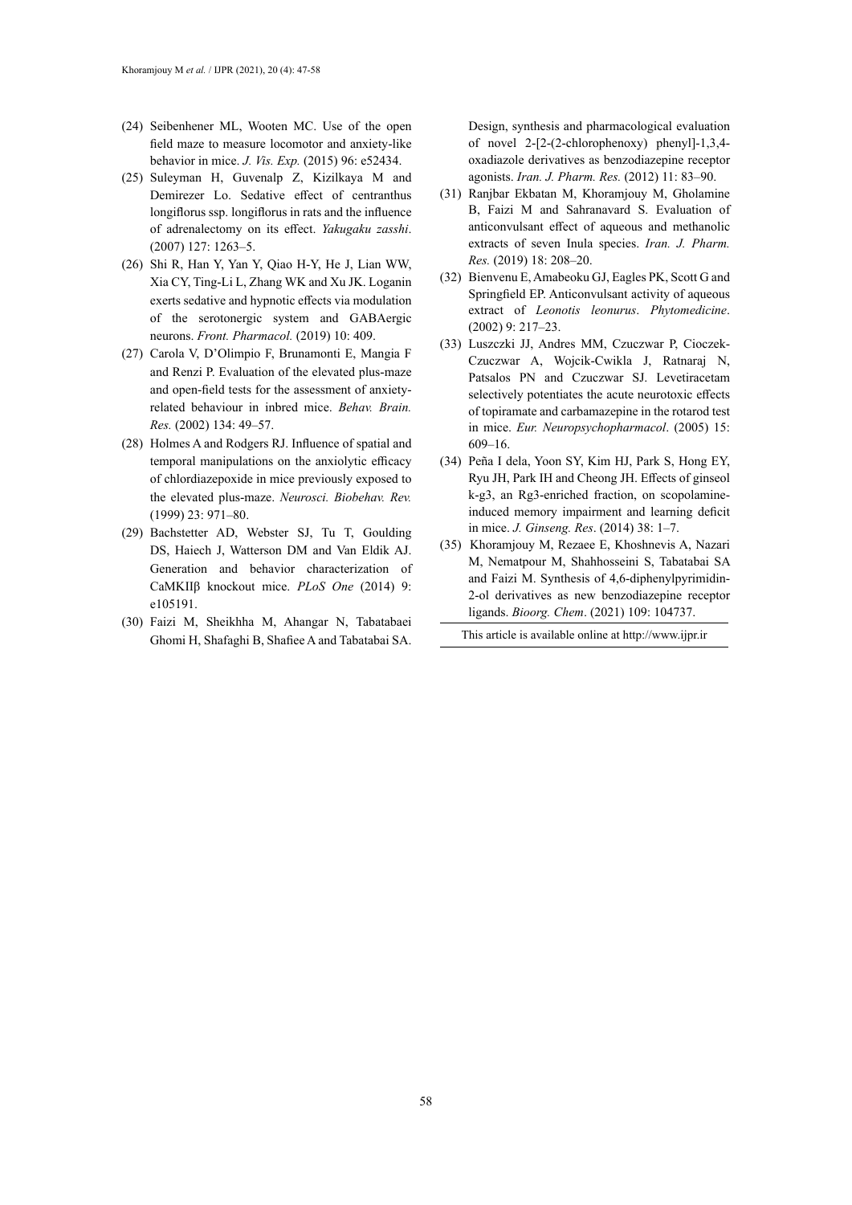(24) Seibenhener ML, Wooten MC. Use of the open field maze to measure locomotor and anxiety-like behavior in mice. *J. Vis. Exp.* (2015) 96: e52434.

(25) Suleyman H, Guvenalp Z, Kilizkaya M and Demirezer Lo. Sedative effect of centranthus longiflorus ssp. longiflorus in rats and the influence of adrenalectomy on its effect. *Yakugaku zasshi*. (2007) 127: 1263–5.

(26) Shi R, Han Y, Yan Y, Qiao H-Y, He J, Lian WW, Xia CY, Ting-Li L, Zhang WK and Xu JK. Loganin exerts sedative and hypnotic effects via modulation of the serotonergic system and GABAergic neurons. *Front. Pharmacol.* (2019) 10: 409.

(27) Carola V, D'Olimpio F, Brunamonti E, Mangia F and Renzi P. Evaluation of the elevated plus-maze and open-field tests for the assessment of anxiety-related behaviour in inbred mice. *Behav. Brain. Res.* (2002) 134: 49–57.

(28) Holmes A and Rodgers RJ. Influence of spatial and temporal manipulations on the anxiolytic efficacy of chlordiazepoxide in mice previously exposed to the elevated plus-maze. *Neurosci. Biobehav. Rev.* (1999) 23: 971–80.

(29) Bachstetter AD, Webster SJ, Tu T, Goulding DS, Haiech J, Watterson DM and Van Eldik AJ. Generation and behavior characterization of CaMKIIβ knockout mice. *PLoS One* (2014) 9: e105191.

(30) Faizi M, Sheikhha M, Ahangar N, Tabatabaei Ghomi H, Shafaghi B, Shafiee A and Tabatabai SA. Design, synthesis and pharmacological evaluation of novel 2-[2-(2-chlorophenoxy) phenyl]-1,3,4-oxadiazole derivatives as benzodiazepine receptor agonists. *Iran. J. Pharm. Res.* (2012) 11: 83–90.

(31) Ranjbar Ekbatan M, Khoramjouy M, Gholamine B, Faizi M and Sahranavard S. Evaluation of anticonvulsant effect of aqueous and methanolic extracts of seven Inula species. *Iran. J. Pharm. Res.* (2019) 18: 208–20.

(32) Bienvenu E, Amabeoku GJ, Eagles PK, Scott G and Springfield EP. Anticonvulsant activity of aqueous extract of *Leonotis leonurus*. *Phytomedicine*. (2002) 9: 217–23.

(33) Luszczki JJ, Andres MM, Czuczwar P, Cioczek-Czuczwar A, Wojcik-Cwikla J, Ratnaraj N, Patsalos PN and Czuczwar SJ. Levetiracetam selectively potentiates the acute neurotoxic effects of topiramate and carbamazepine in the rotarod test in mice. *Eur. Neuropsychopharmacol*. (2005) 15: 609–16.

(34) Peña I dela, Yoon SY, Kim HJ, Park S, Hong EY, Ryu JH, Park IH and Cheong JH. Effects of ginseol k-g3, an Rg3-enriched fraction, on scopolamine-induced memory impairment and learning deficit in mice. *J. Ginseng. Res*. (2014) 38: 1–7.

(35) Khoramjouy M, Rezaee E, Khoshnevis A, Nazari M, Nematpour M, Shahhosseini S, Tabatabai SA and Faizi M. Synthesis of 4,6-diphenylpyrimidin-2-ol derivatives as new benzodiazepine receptor ligands. *Bioorg. Chem*. (2021) 109: 104737.

This article is available online at http://www.ijpr.ir